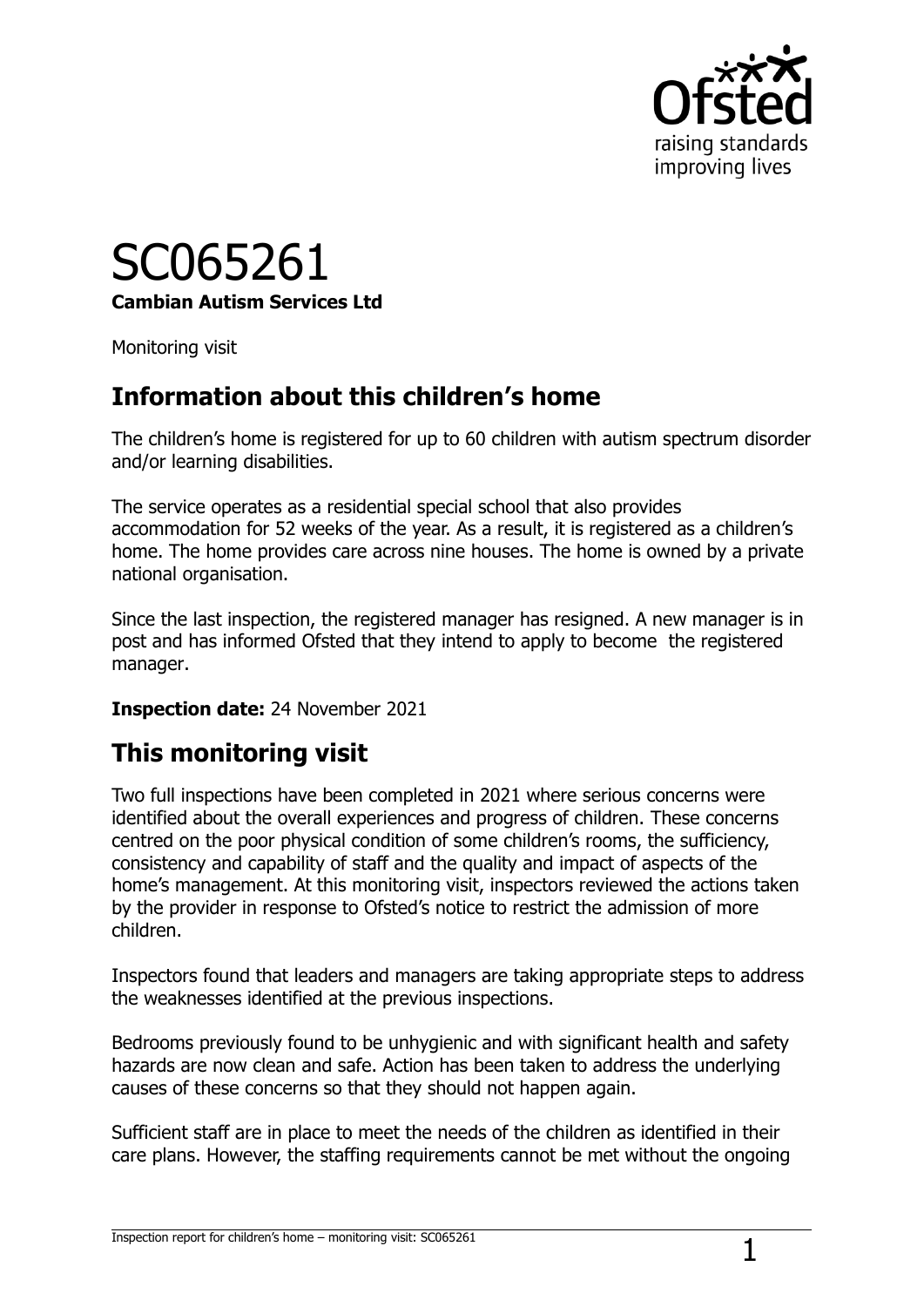# SC065261

**Cambian Autism Services Ltd**

Monitoring visit

## Information about this children's home

The children's home is registered for up to 60 children with autism spectrum disorder and/or learning disabilities.

The service operates as a residential special school that also provides accommodation for 52 weeks of the year. As a result, it is registered as a children's home. The home provides care across nine houses. The home is owned by a private national organisation.

Since the last inspection, the registered manager has resigned. A new manager is in post and has informed Ofsted that they intend to apply to become the registered manager.

**Inspection date:** 24 November 2021

## This monitoring visit

Two full inspections have been completed in 2021 where serious concerns were identified about the overall experiences and progress of children. These concerns centred on the poor physical condition of some children's rooms, the sufficiency, consistency and capability of staff and the quality and impact of aspects of the home's management. At this monitoring visit, inspectors reviewed the actions taken by the provider in response to Ofsted's notice to restrict the admission of more children.

Inspectors found that leaders and managers are taking appropriate steps to address the weaknesses identified at the previous inspections.

Bedrooms previously found to be unhygienic and with significant health and safety hazards are now clean and safe. Action has been taken to address the underlying causes of these concerns so that they should not happen again.

Sufficient staff are in place to meet the needs of the children as identified in their care plans. However, the staffing requirements cannot be met without the ongoing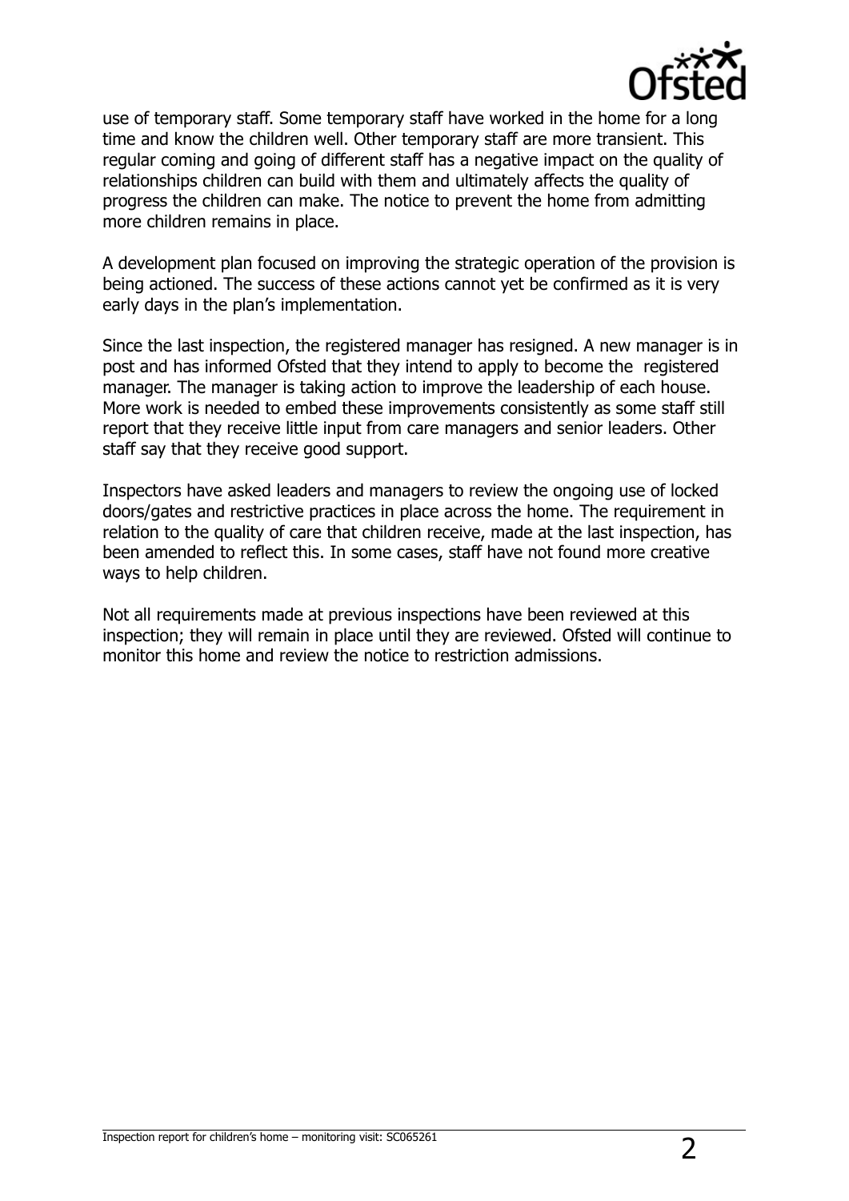use of temporary staff. Some temporary staff have worked in the home for a long time and know the children well. Other temporary staff are more transient. This regular coming and going of different staff has a negative impact on the quality of relationships children can build with them and ultimately affects the quality of progress the children can make. The notice to prevent the home from admitting more children remains in place.

A development plan focused on improving the strategic operation of the provision is being actioned. The success of these actions cannot yet be confirmed as it is very early days in the plan's implementation.

Since the last inspection, the registered manager has resigned. A new manager is in post and has informed Ofsted that they intend to apply to become the registered manager. The manager is taking action to improve the leadership of each house. More work is needed to embed these improvements consistently as some staff still report that they receive little input from care managers and senior leaders. Other staff say that they receive good support.

Inspectors have asked leaders and managers to review the ongoing use of locked doors/gates and restrictive practices in place across the home. The requirement in relation to the quality of care that children receive, made at the last inspection, has been amended to reflect this. In some cases, staff have not found more creative ways to help children.

Not all requirements made at previous inspections have been reviewed at this inspection; they will remain in place until they are reviewed. Ofsted will continue to monitor this home and review the notice to restriction admissions.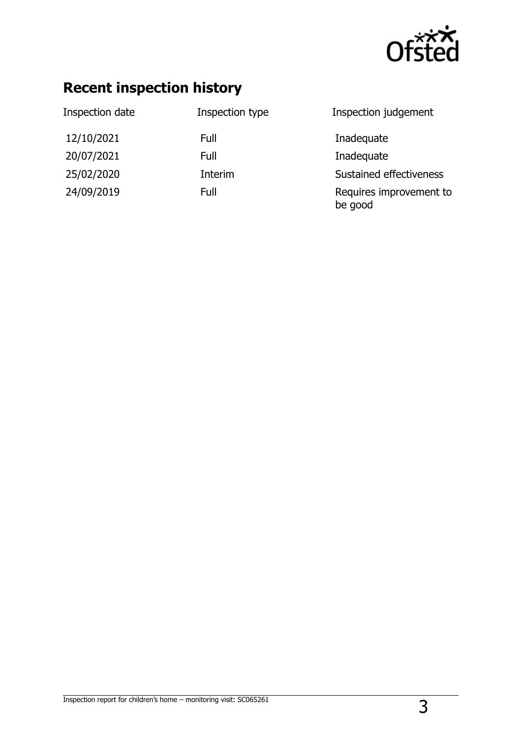## Recent inspection history

| Inspection date | Inspection type | Inspection judgement |
|---|---|---|
| 12/10/2021 | Full | Inadequate |
| 20/07/2021 | Full | Inadequate |
| 25/02/2020 | Interim | Sustained effectiveness |
| 24/09/2019 | Full | Requires improvement to be good |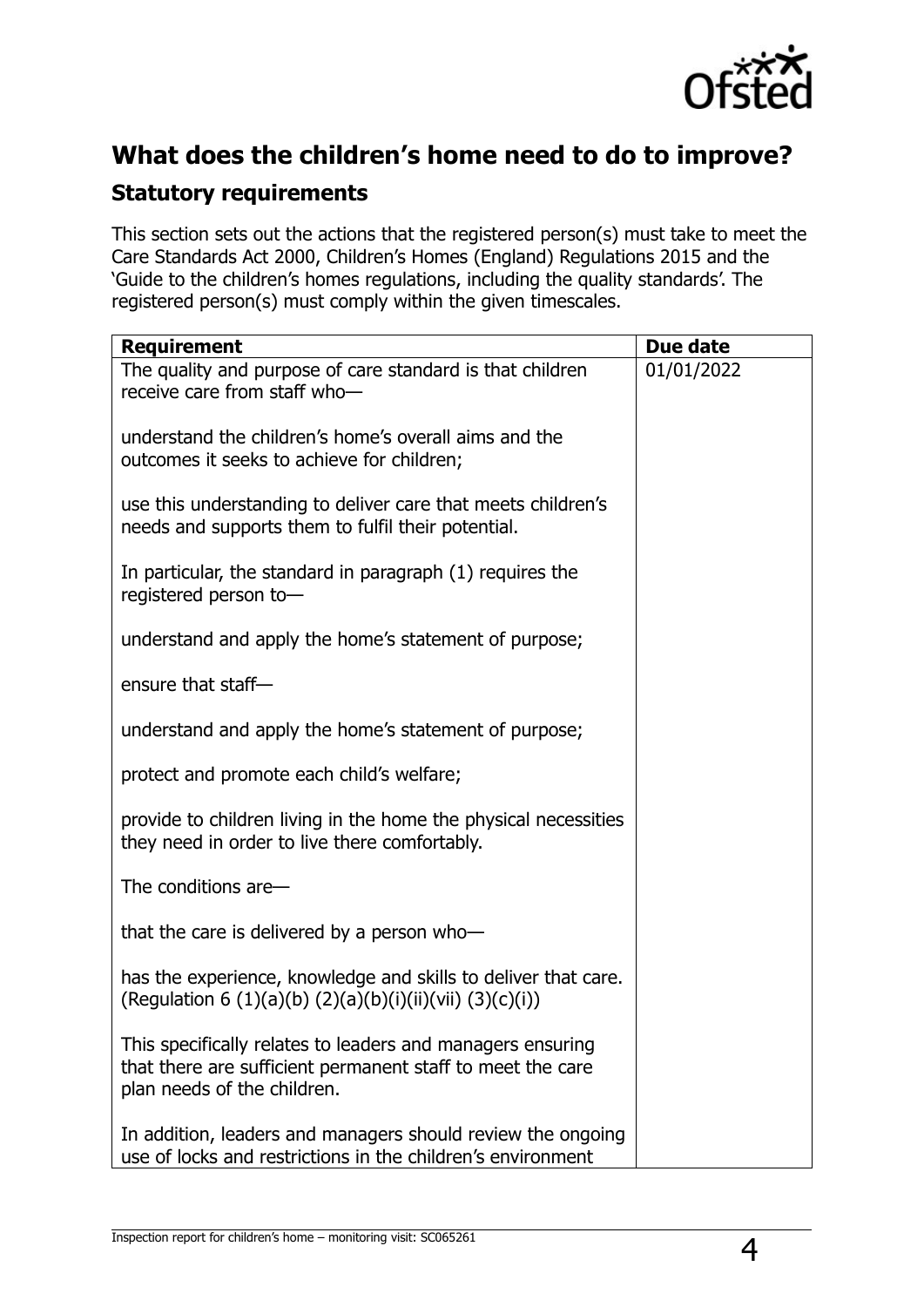## What does the children's home need to do to improve?

### Statutory requirements

This section sets out the actions that the registered person(s) must take to meet the Care Standards Act 2000, Children's Homes (England) Regulations 2015 and the 'Guide to the children's homes regulations, including the quality standards'. The registered person(s) must comply within the given timescales.

| **Requirement** | **Due date** |
| --- | --- |
| The quality and purpose of care standard is that children receive care from staff who—<br><br>understand the children's home's overall aims and the outcomes it seeks to achieve for children;<br><br>use this understanding to deliver care that meets children's needs and supports them to fulfil their potential.<br><br>In particular, the standard in paragraph (1) requires the registered person to—<br><br>understand and apply the home's statement of purpose;<br><br>ensure that staff—<br><br>understand and apply the home's statement of purpose;<br><br>protect and promote each child's welfare;<br><br>provide to children living in the home the physical necessities they need in order to live there comfortably.<br><br>The conditions are—<br><br>that the care is delivered by a person who—<br><br>has the experience, knowledge and skills to deliver that care. (Regulation 6 (1)(a)(b) (2)(a)(b)(i)(ii)(vii) (3)(c)(i))<br><br>This specifically relates to leaders and managers ensuring that there are sufficient permanent staff to meet the care plan needs of the children.<br><br>In addition, leaders and managers should review the ongoing use of locks and restrictions in the children's environment | 01/01/2022 |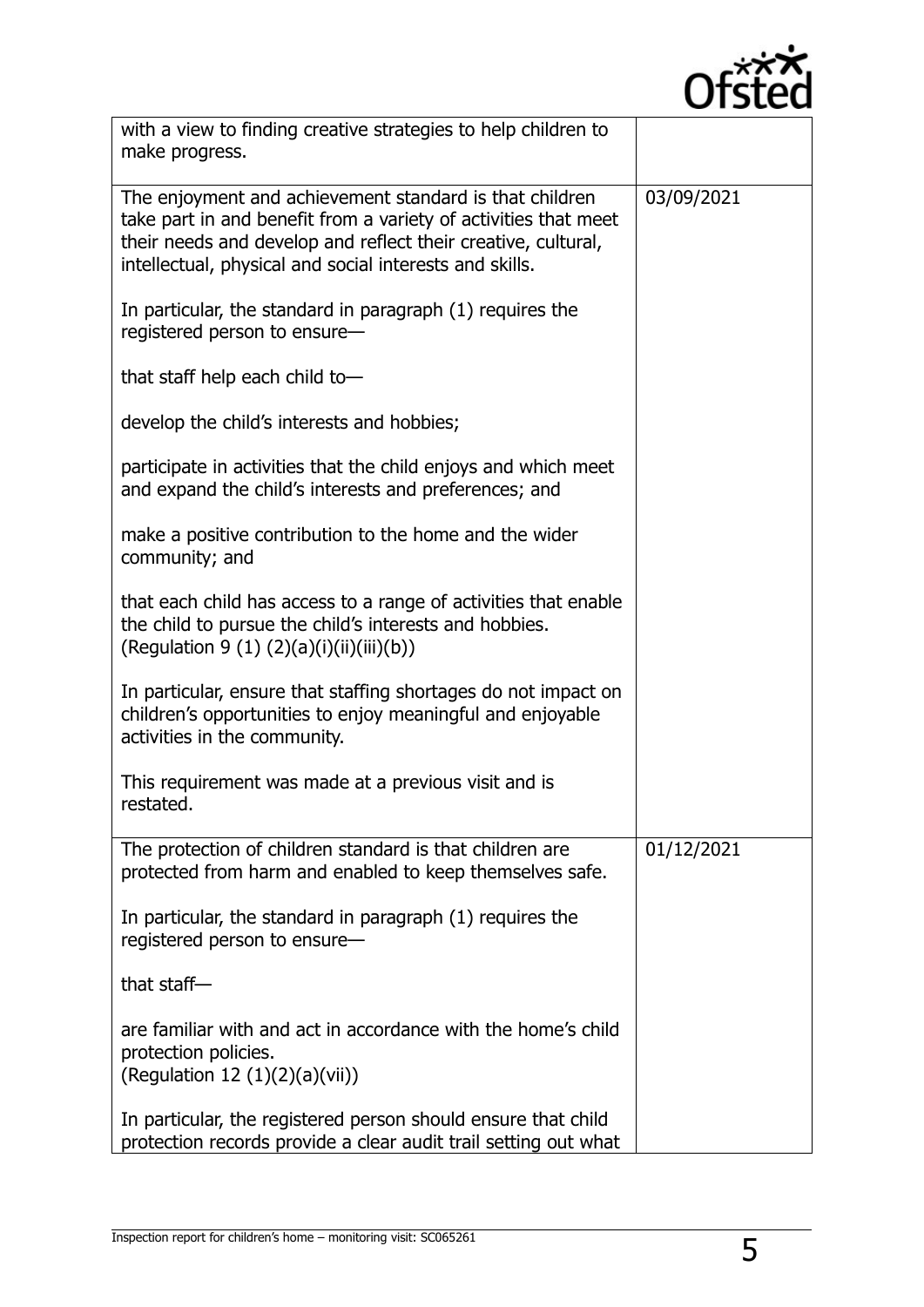| | |
|---|---|
| with a view to finding creative strategies to help children to make progress. | |
| The enjoyment and achievement standard is that children take part in and benefit from a variety of activities that meet their needs and develop and reflect their creative, cultural, intellectual, physical and social interests and skills.<br><br>In particular, the standard in paragraph (1) requires the registered person to ensure—<br><br>that staff help each child to—<br><br>develop the child's interests and hobbies;<br><br>participate in activities that the child enjoys and which meet and expand the child's interests and preferences; and<br><br>make a positive contribution to the home and the wider community; and<br><br>that each child has access to a range of activities that enable the child to pursue the child's interests and hobbies. (Regulation 9 (1) (2)(a)(i)(ii)(iii)(b))<br><br>In particular, ensure that staffing shortages do not impact on children's opportunities to enjoy meaningful and enjoyable activities in the community.<br><br>This requirement was made at a previous visit and is restated. | 03/09/2021 |
| The protection of children standard is that children are protected from harm and enabled to keep themselves safe.<br><br>In particular, the standard in paragraph (1) requires the registered person to ensure—<br><br>that staff—<br><br>are familiar with and act in accordance with the home's child protection policies.<br>(Regulation 12 (1)(2)(a)(vii))<br><br>In particular, the registered person should ensure that child protection records provide a clear audit trail setting out what | 01/12/2021 |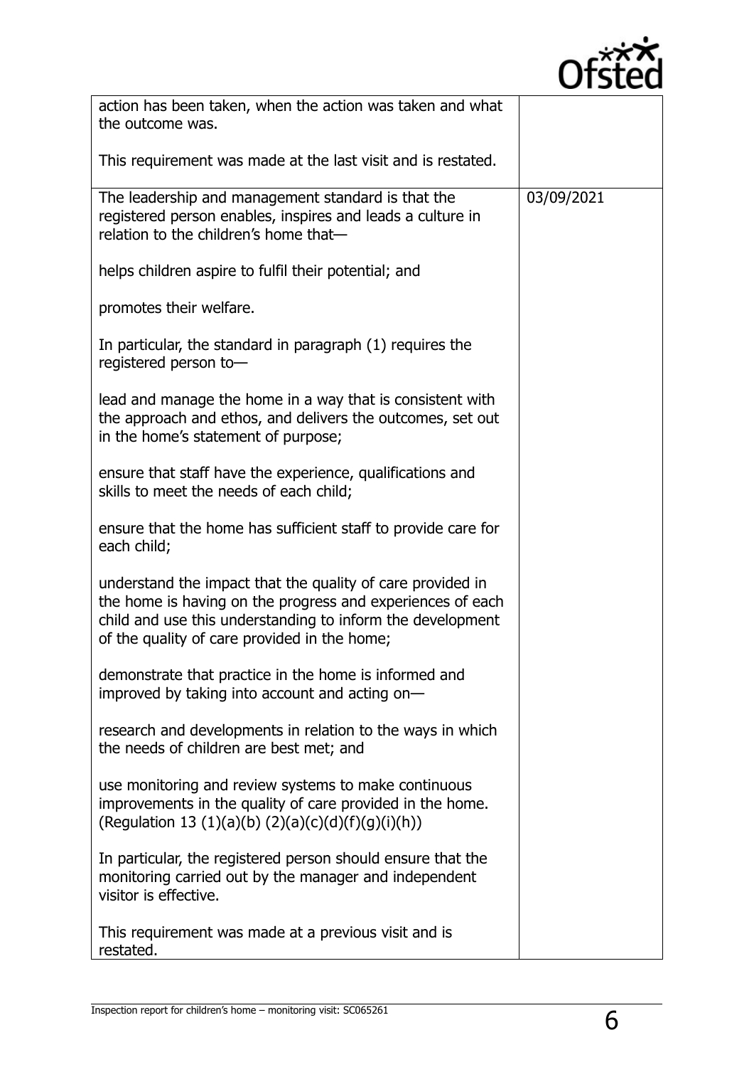| | |
|---|---|
| action has been taken, when the action was taken and what the outcome was.<br><br>This requirement was made at the last visit and is restated. | |
| The leadership and management standard is that the registered person enables, inspires and leads a culture in relation to the children's home that—<br><br>helps children aspire to fulfil their potential; and<br><br>promotes their welfare.<br><br>In particular, the standard in paragraph (1) requires the registered person to—<br><br>lead and manage the home in a way that is consistent with the approach and ethos, and delivers the outcomes, set out in the home's statement of purpose;<br><br>ensure that staff have the experience, qualifications and skills to meet the needs of each child;<br><br>ensure that the home has sufficient staff to provide care for each child;<br><br>understand the impact that the quality of care provided in the home is having on the progress and experiences of each child and use this understanding to inform the development of the quality of care provided in the home;<br><br>demonstrate that practice in the home is informed and improved by taking into account and acting on—<br><br>research and developments in relation to the ways in which the needs of children are best met; and<br><br>use monitoring and review systems to make continuous improvements in the quality of care provided in the home. (Regulation 13 (1)(a)(b) (2)(a)(c)(d)(f)(g)(i)(h))<br><br>In particular, the registered person should ensure that the monitoring carried out by the manager and independent visitor is effective.<br><br>This requirement was made at a previous visit and is restated. | 03/09/2021 |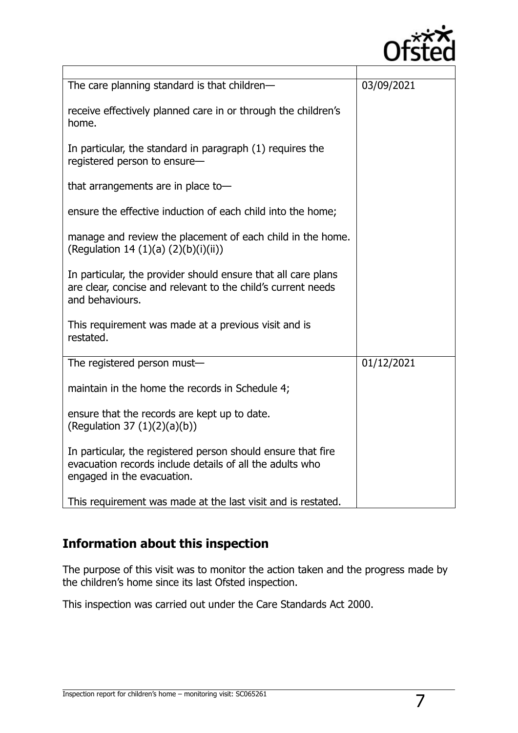| | |
|---|---|
| The care planning standard is that children—<br><br>receive effectively planned care in or through the children's home.<br><br>In particular, the standard in paragraph (1) requires the registered person to ensure—<br><br>that arrangements are in place to—<br><br>ensure the effective induction of each child into the home;<br><br>manage and review the placement of each child in the home. (Regulation 14 (1)(a) (2)(b)(i)(ii))<br><br>In particular, the provider should ensure that all care plans are clear, concise and relevant to the child's current needs and behaviours.<br><br>This requirement was made at a previous visit and is restated. | 03/09/2021 |
| The registered person must—<br><br>maintain in the home the records in Schedule 4;<br><br>ensure that the records are kept up to date. (Regulation 37 (1)(2)(a)(b))<br><br>In particular, the registered person should ensure that fire evacuation records include details of all the adults who engaged in the evacuation.<br><br>This requirement was made at the last visit and is restated. | 01/12/2021 |

## Information about this inspection

The purpose of this visit was to monitor the action taken and the progress made by the children's home since its last Ofsted inspection.

This inspection was carried out under the Care Standards Act 2000.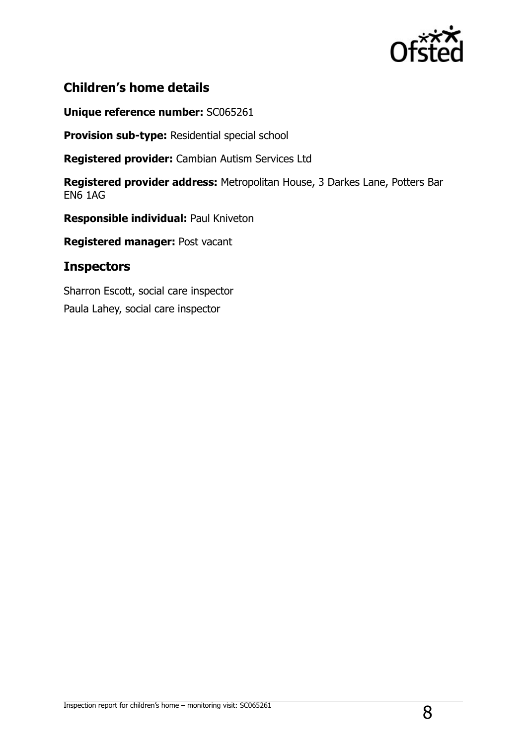## Children's home details

**Unique reference number:** SC065261

**Provision sub-type:** Residential special school

**Registered provider:** Cambian Autism Services Ltd

**Registered provider address:** Metropolitan House, 3 Darkes Lane, Potters Bar EN6 1AG

**Responsible individual:** Paul Kniveton

**Registered manager:** Post vacant

## Inspectors

Sharron Escott, social care inspector

Paula Lahey, social care inspector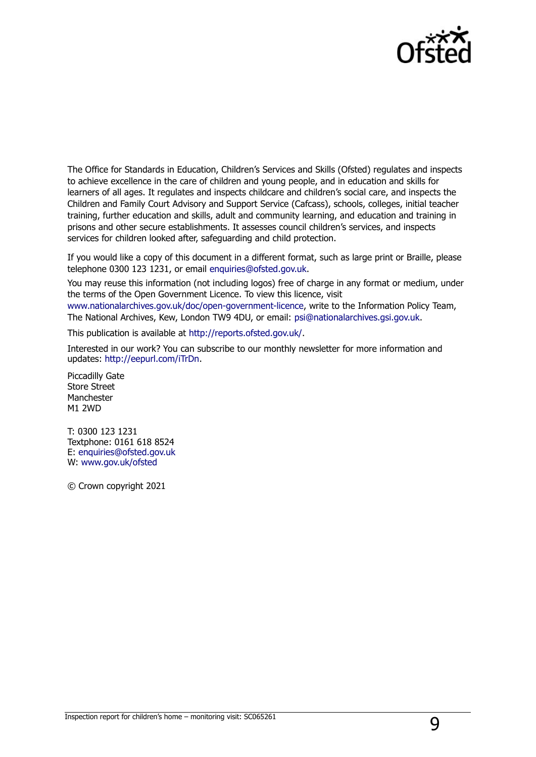The Office for Standards in Education, Children's Services and Skills (Ofsted) regulates and inspects to achieve excellence in the care of children and young people, and in education and skills for learners of all ages. It regulates and inspects childcare and children's social care, and inspects the Children and Family Court Advisory and Support Service (Cafcass), schools, colleges, initial teacher training, further education and skills, adult and community learning, and education and training in prisons and other secure establishments. It assesses council children's services, and inspects services for children looked after, safeguarding and child protection.

If you would like a copy of this document in a different format, such as large print or Braille, please telephone 0300 123 1231, or email enquiries@ofsted.gov.uk.

You may reuse this information (not including logos) free of charge in any format or medium, under the terms of the Open Government Licence. To view this licence, visit www.nationalarchives.gov.uk/doc/open-government-licence, write to the Information Policy Team, The National Archives, Kew, London TW9 4DU, or email: psi@nationalarchives.gsi.gov.uk.

This publication is available at http://reports.ofsted.gov.uk/.

Interested in our work? You can subscribe to our monthly newsletter for more information and updates: http://eepurl.com/iTrDn.

Piccadilly Gate
Store Street
Manchester
M1 2WD

T: 0300 123 1231
Textphone: 0161 618 8524
E: enquiries@ofsted.gov.uk
W: www.gov.uk/ofsted

© Crown copyright 2021